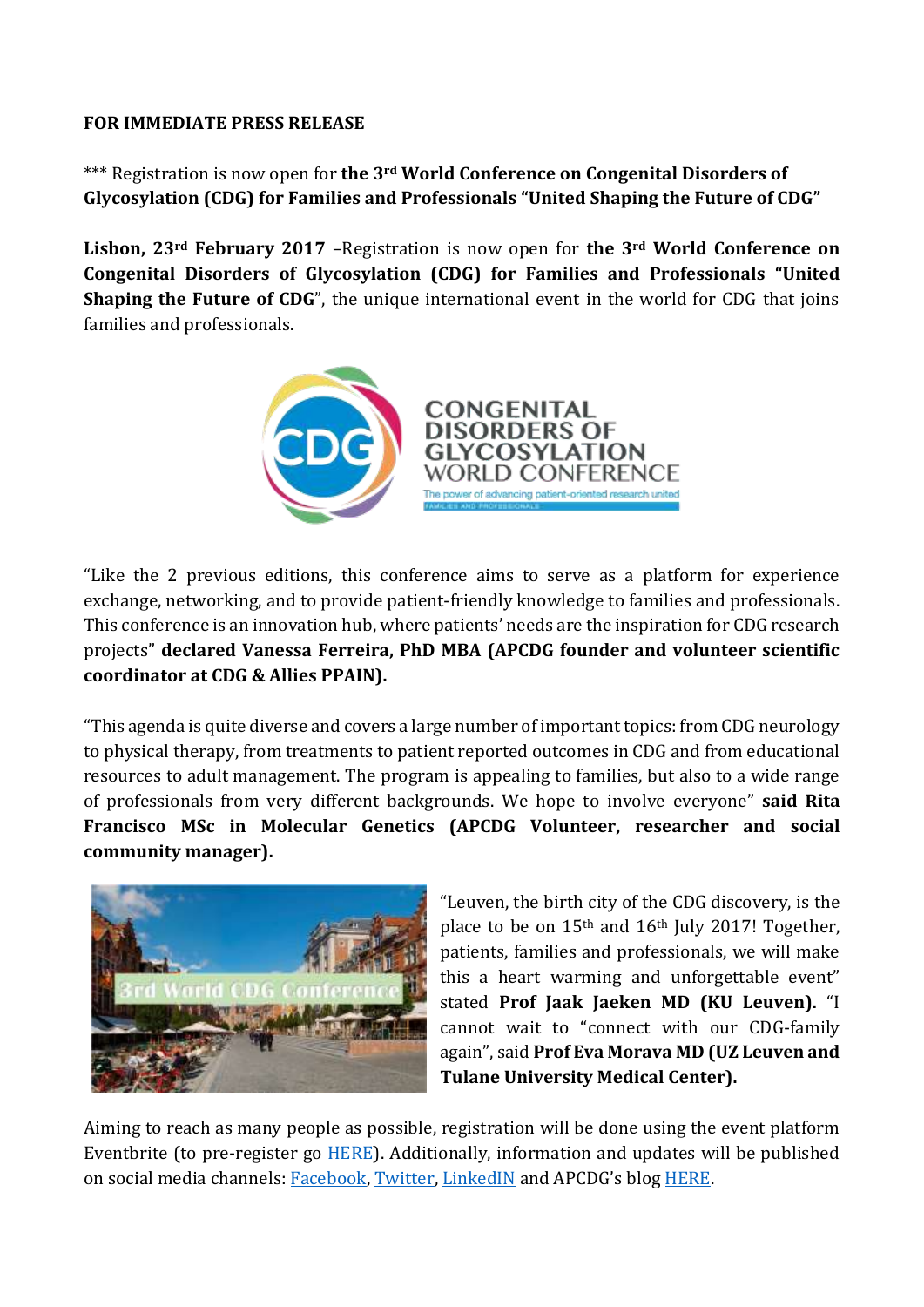**FOR IMMEDIATE PRESS RELEASE**

*** Registration is now open for **the 3rd World Conference on Congenital Disorders of Glycosylation (CDG) for Families and Professionals "United Shaping the Future of CDG"**

**Lisbon, 23rd February 2017** –Registration is now open for **the 3rd World Conference on Congenital Disorders of Glycosylation (CDG) for Families and Professionals "United Shaping the Future of CDG"**, the unique international event in the world for CDG that joins families and professionals.

"Like the 2 previous editions, this conference aims to serve as a platform for experience exchange, networking, and to provide patient-friendly knowledge to families and professionals. This conference is an innovation hub, where patients' needs are the inspiration for CDG research projects" **declared Vanessa Ferreira, PhD MBA (APCDG founder and volunteer scientific coordinator at CDG & Allies PPAIN).**

"This agenda is quite diverse and covers a large number of important topics: from CDG neurology to physical therapy, from treatments to patient reported outcomes in CDG and from educational resources to adult management. The program is appealing to families, but also to a wide range of professionals from very different backgrounds. We hope to involve everyone" **said Rita Francisco MSc in Molecular Genetics (APCDG Volunteer, researcher and social community manager).**

"Leuven, the birth city of the CDG discovery, is the place to be on 15th and 16th July 2017! Together, patients, families and professionals, we will make this a heart warming and unforgettable event" stated **Prof Jaak Jaeken MD (KU Leuven).** "I cannot wait to "connect with our CDG-family again", said **Prof Eva Morava MD (UZ Leuven and Tulane University Medical Center).**

Aiming to reach as many people as possible, registration will be done using the event platform Eventbrite (to pre-register go HERE). Additionally, information and updates will be published on social media channels: Facebook, Twitter, LinkedIN and APCDG's blog HERE.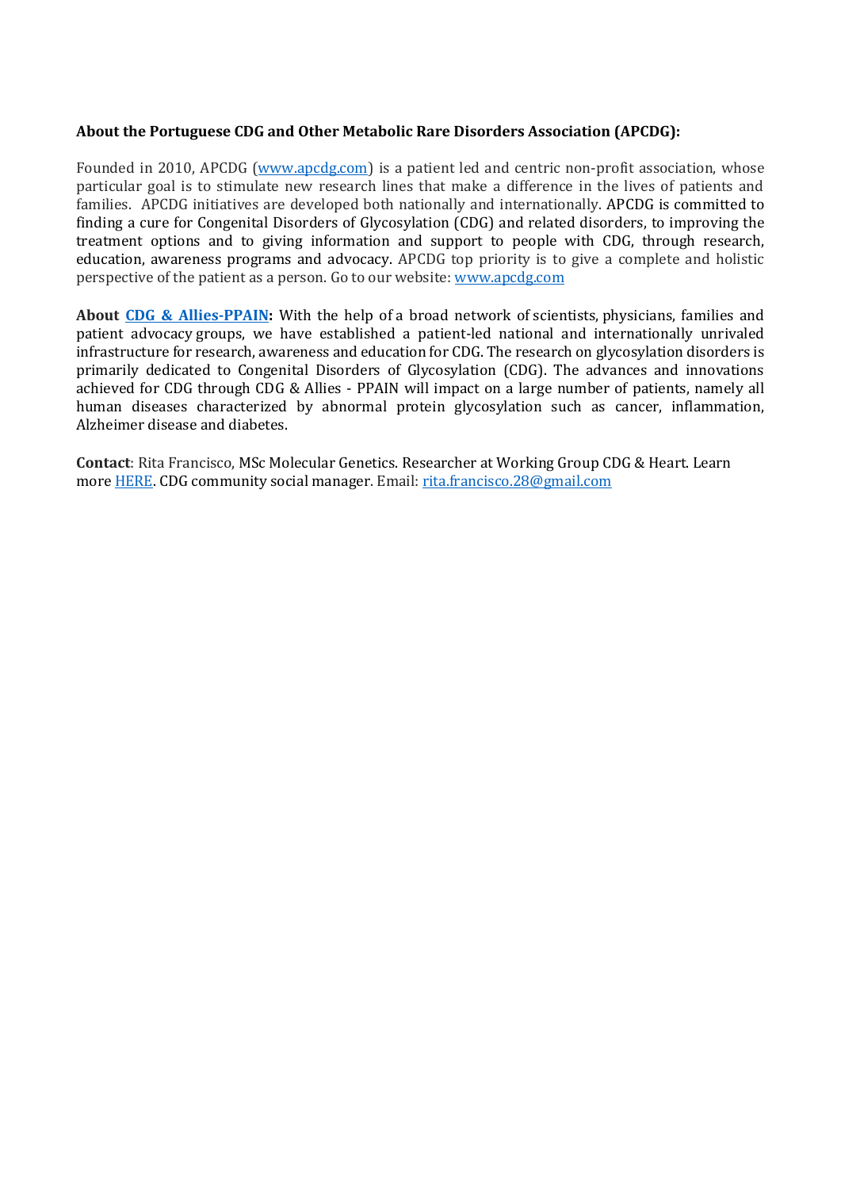**About the Portuguese CDG and Other Metabolic Rare Disorders Association (APCDG):**

Founded in 2010, APCDG (www.apcdg.com) is a patient led and centric non-profit association, whose particular goal is to stimulate new research lines that make a difference in the lives of patients and families. APCDG initiatives are developed both nationally and internationally. APCDG is committed to finding a cure for Congenital Disorders of Glycosylation (CDG) and related disorders, to improving the treatment options and to giving information and support to people with CDG, through research, education, awareness programs and advocacy. APCDG top priority is to give a complete and holistic perspective of the patient as a person. Go to our website: www.apcdg.com

**About CDG & Allies-PPAIN:** With the help of a broad network of scientists, physicians, families and patient advocacy groups, we have established a patient-led national and internationally unrivaled infrastructure for research, awareness and education for CDG. The research on glycosylation disorders is primarily dedicated to Congenital Disorders of Glycosylation (CDG). The advances and innovations achieved for CDG through CDG & Allies - PPAIN will impact on a large number of patients, namely all human diseases characterized by abnormal protein glycosylation such as cancer, inflammation, Alzheimer disease and diabetes.

**Contact**: Rita Francisco, MSc Molecular Genetics. Researcher at Working Group CDG & Heart. Learn more HERE. CDG community social manager. Email: rita.francisco.28@gmail.com